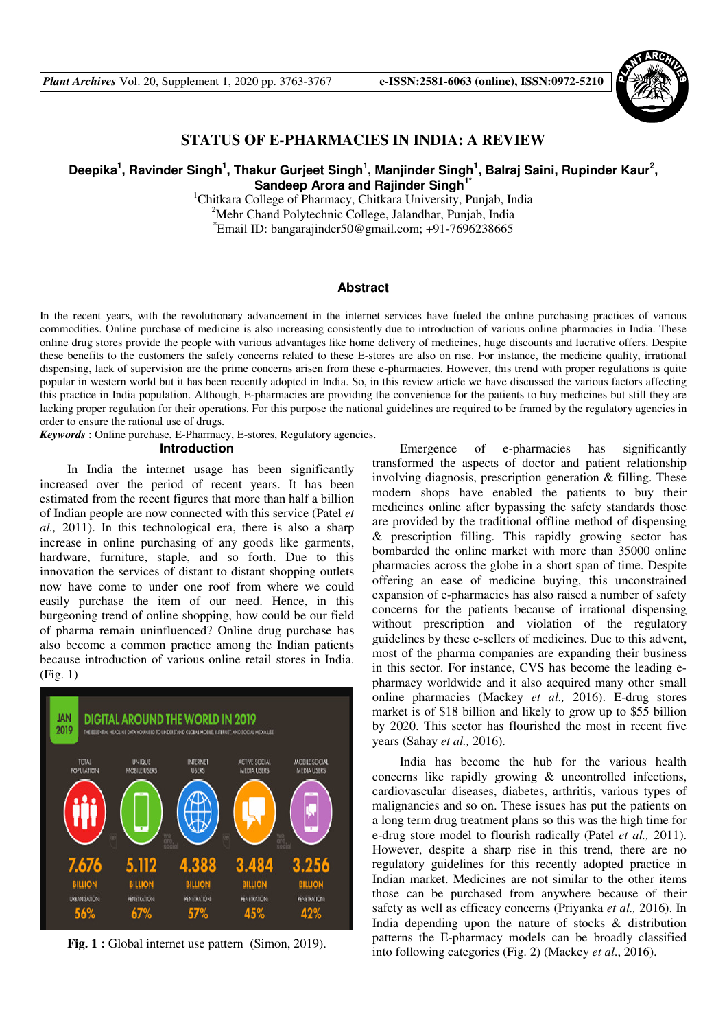# STATUS OF E-PHARMACIES IN INDIA: A REVIEW

**Deepika[1], Ravinder Singh[1], Thakur Gurjeet Singh[1], Manjinder Singh[1], Balraj Saini, Rupinder Kaur[2], Sandeep Arora and Rajinder Singh[1*]**

[1]Chitkara College of Pharmacy, Chitkara University, Punjab, India
[2]Mehr Chand Polytechnic College, Jalandhar, Punjab, India
[*]Email ID: bangarajinder50@gmail.com; +91-7696238665

## Abstract

In the recent years, with the revolutionary advancement in the internet services have fueled the online purchasing practices of various commodities. Online purchase of medicine is also increasing consistently due to introduction of various online pharmacies in India. These online drug stores provide the people with various advantages like home delivery of medicines, huge discounts and lucrative offers. Despite these benefits to the customers the safety concerns related to these E-stores are also on rise. For instance, the medicine quality, irrational dispensing, lack of supervision are the prime concerns arisen from these e-pharmacies. However, this trend with proper regulations is quite popular in western world but it has been recently adopted in India. So, in this review article we have discussed the various factors affecting this practice in India population. Although, E-pharmacies are providing the convenience for the patients to buy medicines but still they are lacking proper regulation for their operations. For this purpose the national guidelines are required to be framed by the regulatory agencies in order to ensure the rational use of drugs.

***Keywords*** : Online purchase, E-Pharmacy, E-stores, Regulatory agencies.

## Introduction

In India the internet usage has been significantly increased over the period of recent years. It has been estimated from the recent figures that more than half a billion of Indian people are now connected with this service (Patel *et al.,* 2011). In this technological era, there is also a sharp increase in online purchasing of any goods like garments, hardware, furniture, staple, and so forth. Due to this innovation the services of distant to distant shopping outlets now have come to under one roof from where we could easily purchase the item of our need. Hence, in this burgeoning trend of online shopping, how could be our field of pharma remain uninfluenced? Online drug purchase has also become a common practice among the Indian patients because introduction of various online retail stores in India. (Fig. 1)

| | TOTAL POPULATION | UNIQUE MOBILE USERS | INTERNET USERS | ACTIVE SOCIAL MEDIA USERS | MOBILE SOCIAL MEDIA USERS |
|---|---|---|---|---|---|
| | 7.676 BILLION | 5.112 BILLION | 4.388 BILLION | 3.484 BILLION | 3.256 BILLION |
| | URBANISATION: 56% | PENETRATION: 67% | PENETRATION: 57% | PENETRATION: 45% | PENETRATION: 42% |

**Fig. 1 :** Global internet use pattern (Simon, 2019).

Emergence of e-pharmacies has significantly transformed the aspects of doctor and patient relationship involving diagnosis, prescription generation & filling. These modern shops have enabled the patients to buy their medicines online after bypassing the safety standards those are provided by the traditional offline method of dispensing & prescription filling. This rapidly growing sector has bombarded the online market with more than 35000 online pharmacies across the globe in a short span of time. Despite offering an ease of medicine buying, this unconstrained expansion of e-pharmacies has also raised a number of safety concerns for the patients because of irrational dispensing without prescription and violation of the regulatory guidelines by these e-sellers of medicines. Due to this advent, most of the pharma companies are expanding their business in this sector. For instance, CVS has become the leading e-pharmacy worldwide and it also acquired many other small online pharmacies (Mackey *et al.,* 2016). E-drug stores market is of $18 billion and likely to grow up to $55 billion by 2020. This sector has flourished the most in recent five years (Sahay *et al.,* 2016).

India has become the hub for the various health concerns like rapidly growing & uncontrolled infections, cardiovascular diseases, diabetes, arthritis, various types of malignancies and so on. These issues has put the patients on a long term drug treatment plans so this was the high time for e-drug store model to flourish radically (Patel *et al.,* 2011). However, despite a sharp rise in this trend, there are no regulatory guidelines for this recently adopted practice in Indian market. Medicines are not similar to the other items those can be purchased from anywhere because of their safety as well as efficacy concerns (Priyanka *et al.,* 2016). In India depending upon the nature of stocks & distribution patterns the E-pharmacy models can be broadly classified into following categories (Fig. 2) (Mackey *et al*., 2016).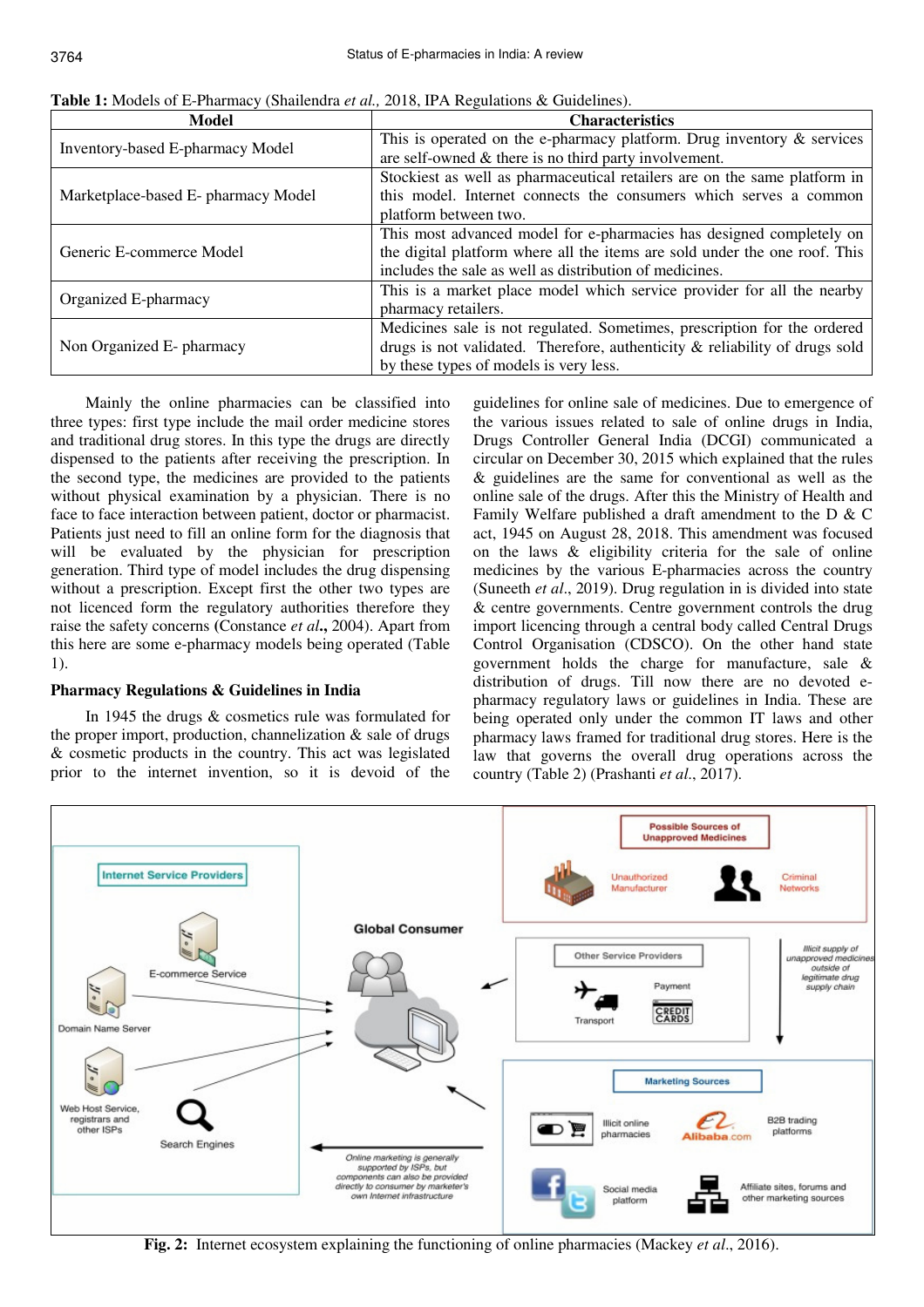**Table 1:** Models of E-Pharmacy (Shailendra *et al.,* 2018, IPA Regulations & Guidelines).

| Model | Characteristics |
|---|---|
| Inventory-based E-pharmacy Model | This is operated on the e-pharmacy platform. Drug inventory & services are self-owned & there is no third party involvement. |
| Marketplace-based E- pharmacy Model | Stockiest as well as pharmaceutical retailers are on the same platform in this model. Internet connects the consumers which serves a common platform between two. |
| Generic E-commerce Model | This most advanced model for e-pharmacies has designed completely on the digital platform where all the items are sold under the one roof. This includes the sale as well as distribution of medicines. |
| Organized E-pharmacy | This is a market place model which service provider for all the nearby pharmacy retailers. |
| Non Organized E- pharmacy | Medicines sale is not regulated. Sometimes, prescription for the ordered drugs is not validated. Therefore, authenticity & reliability of drugs sold by these types of models is very less. |

Mainly the online pharmacies can be classified into three types: first type include the mail order medicine stores and traditional drug stores. In this type the drugs are directly dispensed to the patients after receiving the prescription. In the second type, the medicines are provided to the patients without physical examination by a physician. There is no face to face interaction between patient, doctor or pharmacist. Patients just need to fill an online form for the diagnosis that will be evaluated by the physician for prescription generation. Third type of model includes the drug dispensing without a prescription. Except first the other two types are not licenced form the regulatory authorities therefore they raise the safety concerns (Constance *et al***.,** 2004). Apart from this here are some e-pharmacy models being operated (Table 1).

### Pharmacy Regulations & Guidelines in India

In 1945 the drugs & cosmetics rule was formulated for the proper import, production, channelization & sale of drugs & cosmetic products in the country. This act was legislated prior to the internet invention, so it is devoid of the guidelines for online sale of medicines. Due to emergence of the various issues related to sale of online drugs in India, Drugs Controller General India (DCGI) communicated a circular on December 30, 2015 which explained that the rules & guidelines are the same for conventional as well as the online sale of the drugs. After this the Ministry of Health and Family Welfare published a draft amendment to the D & C act, 1945 on August 28, 2018. This amendment was focused on the laws & eligibility criteria for the sale of online medicines by the various E-pharmacies across the country (Suneeth *et al*., 2019). Drug regulation in is divided into state & centre governments. Centre government controls the drug import licencing through a central body called Central Drugs Control Organisation (CDSCO). On the other hand state government holds the charge for manufacture, sale & distribution of drugs. Till now there are no devoted e-pharmacy regulatory laws or guidelines in India. These are being operated only under the common IT laws and other pharmacy laws framed for traditional drug stores. Here is the law that governs the overall drug operations across the country (Table 2) (Prashanti *et al*., 2017).

**Fig. 2:** Internet ecosystem explaining the functioning of online pharmacies (Mackey *et al*., 2016).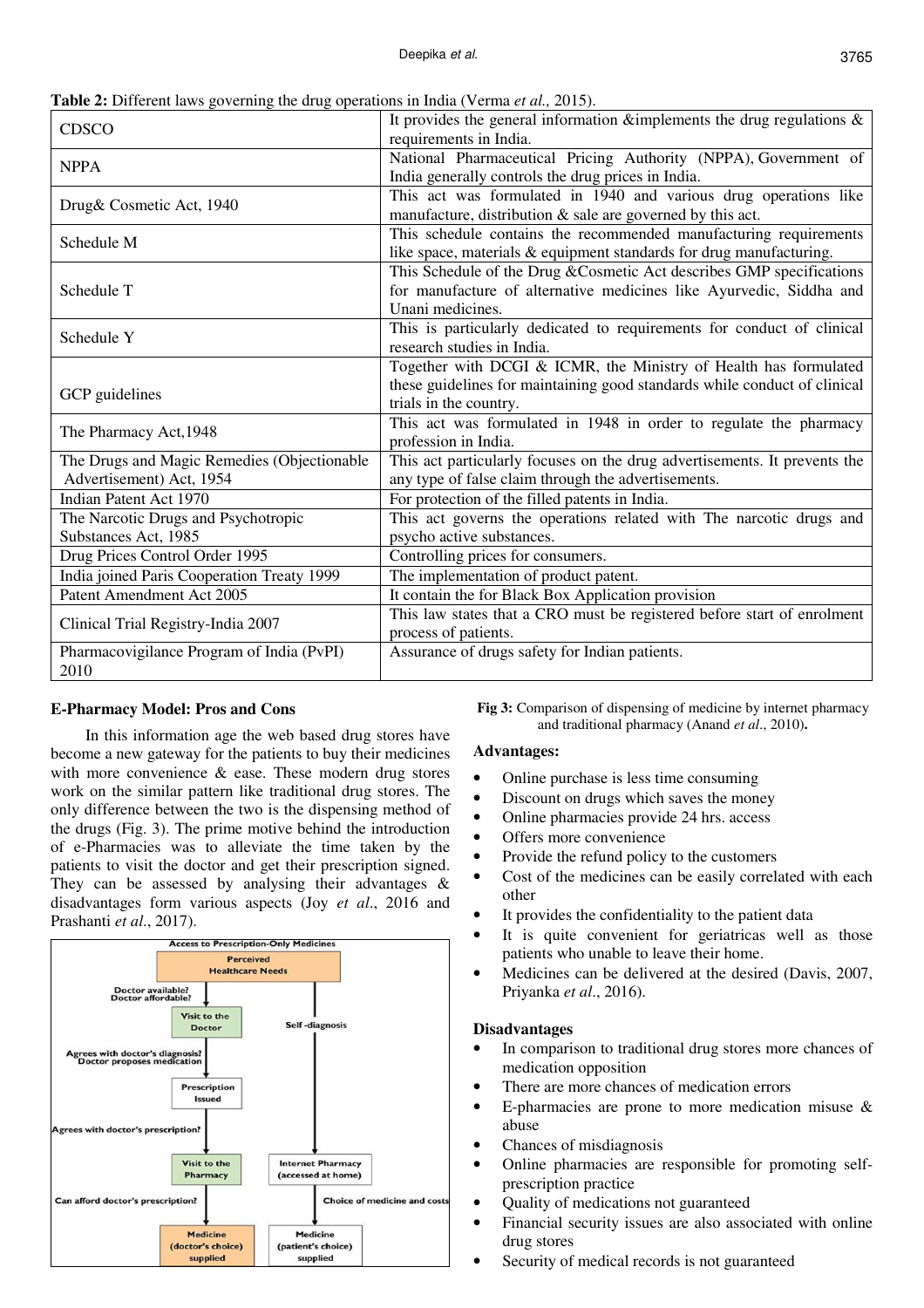**Table 2:** Different laws governing the drug operations in India (Verma *et al.,* 2015).

| | |
|---|---|
| CDSCO | It provides the general information &implements the drug regulations & requirements in India. |
| NPPA | National Pharmaceutical Pricing Authority (NPPA), Government of India generally controls the drug prices in India. |
| Drug& Cosmetic Act, 1940 | This act was formulated in 1940 and various drug operations like manufacture, distribution & sale are governed by this act. |
| Schedule M | This schedule contains the recommended manufacturing requirements like space, materials & equipment standards for drug manufacturing. |
| Schedule T | This Schedule of the Drug &Cosmetic Act describes GMP specifications for manufacture of alternative medicines like Ayurvedic, Siddha and Unani medicines. |
| Schedule Y | This is particularly dedicated to requirements for conduct of clinical research studies in India. |
| GCP guidelines | Together with DCGI & ICMR, the Ministry of Health has formulated these guidelines for maintaining good standards while conduct of clinical trials in the country. |
| The Pharmacy Act,1948 | This act was formulated in 1948 in order to regulate the pharmacy profession in India. |
| The Drugs and Magic Remedies (Objectionable Advertisement) Act, 1954 | This act particularly focuses on the drug advertisements. It prevents the any type of false claim through the advertisements. |
| Indian Patent Act 1970 | For protection of the filled patents in India. |
| The Narcotic Drugs and Psychotropic Substances Act, 1985 | This act governs the operations related with The narcotic drugs and psycho active substances. |
| Drug Prices Control Order 1995 | Controlling prices for consumers. |
| India joined Paris Cooperation Treaty 1999 | The implementation of product patent. |
| Patent Amendment Act 2005 | It contain the for Black Box Application provision |
| Clinical Trial Registry-India 2007 | This law states that a CRO must be registered before start of enrolment process of patients. |
| Pharmacovigilance Program of India (PvPI) 2010 | Assurance of drugs safety for Indian patients. |

### E-Pharmacy Model: Pros and Cons

In this information age the web based drug stores have become a new gateway for the patients to buy their medicines with more convenience & ease. These modern drug stores work on the similar pattern like traditional drug stores. The only difference between the two is the dispensing method of the drugs (Fig. 3). The prime motive behind the introduction of e-Pharmacies was to alleviate the time taken by the patients to visit the doctor and get their prescription signed. They can be assessed by analysing their advantages & disadvantages form various aspects (Joy *et al*., 2016 and Prashanti *et al*., 2017).

Access to Prescription-Only Medicines

Perceived Healthcare Needs → (Doctor available? Doctor affordable?) → Visit to the Doctor → (Agrees with doctor's diagnosis? Doctor proposes medication) → Prescription Issued → (Agrees with doctor's prescription?) → Visit to the Pharmacy → (Can afford doctor's prescription?) → Medicine (doctor's choice) supplied

Perceived Healthcare Needs → Self-diagnosis → Internet Pharmacy (accessed at home) → Choice of medicine and costs → Medicine (patient's choice) supplied

**Fig 3:** Comparison of dispensing of medicine by internet pharmacy and traditional pharmacy (Anand *et al*., 2010).

**Advantages:**

- Online purchase is less time consuming
- Discount on drugs which saves the money
- Online pharmacies provide 24 hrs. access
- Offers more convenience
- Provide the refund policy to the customers
- Cost of the medicines can be easily correlated with each other
- It provides the confidentiality to the patient data
- It is quite convenient for geriatricas well as those patients who unable to leave their home.
- Medicines can be delivered at the desired (Davis, 2007, Priyanka *et al*., 2016).

**Disadvantages**

- In comparison to traditional drug stores more chances of medication opposition
- There are more chances of medication errors
- E-pharmacies are prone to more medication misuse & abuse
- Chances of misdiagnosis
- Online pharmacies are responsible for promoting self-prescription practice
- Quality of medications not guaranteed
- Financial security issues are also associated with online drug stores
- Security of medical records is not guaranteed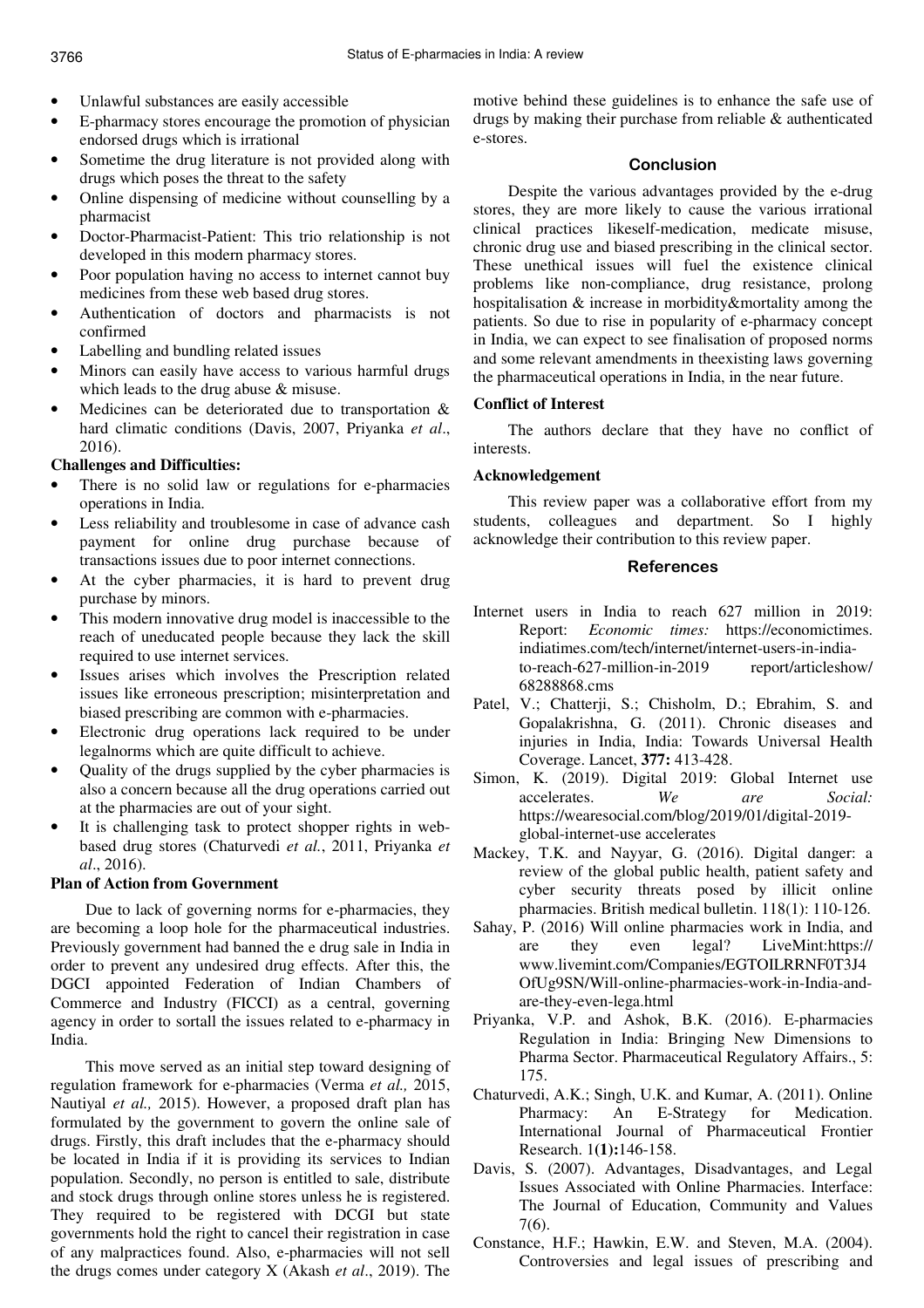- Unlawful substances are easily accessible
- E-pharmacy stores encourage the promotion of physician endorsed drugs which is irrational
- Sometime the drug literature is not provided along with drugs which poses the threat to the safety
- Online dispensing of medicine without counselling by a pharmacist
- Doctor-Pharmacist-Patient: This trio relationship is not developed in this modern pharmacy stores.
- Poor population having no access to internet cannot buy medicines from these web based drug stores.
- Authentication of doctors and pharmacists is not confirmed
- Labelling and bundling related issues
- Minors can easily have access to various harmful drugs which leads to the drug abuse & misuse.
- Medicines can be deteriorated due to transportation & hard climatic conditions (Davis, 2007, Priyanka *et al*., 2016).

**Challenges and Difficulties:**

- There is no solid law or regulations for e-pharmacies operations in India.
- Less reliability and troublesome in case of advance cash payment for online drug purchase because of transactions issues due to poor internet connections.
- At the cyber pharmacies, it is hard to prevent drug purchase by minors.
- This modern innovative drug model is inaccessible to the reach of uneducated people because they lack the skill required to use internet services.
- Issues arises which involves the Prescription related issues like erroneous prescription; misinterpretation and biased prescribing are common with e-pharmacies.
- Electronic drug operations lack required to be under legalnorms which are quite difficult to achieve.
- Quality of the drugs supplied by the cyber pharmacies is also a concern because all the drug operations carried out at the pharmacies are out of your sight.
- It is challenging task to protect shopper rights in web-based drug stores (Chaturvedi *et al.*, 2011, Priyanka *et al*., 2016).

**Plan of Action from Government**

Due to lack of governing norms for e-pharmacies, they are becoming a loop hole for the pharmaceutical industries. Previously government had banned the e drug sale in India in order to prevent any undesired drug effects. After this, the DGCI appointed Federation of Indian Chambers of Commerce and Industry (FICCI) as a central, governing agency in order to sortall the issues related to e-pharmacy in India.

This move served as an initial step toward designing of regulation framework for e-pharmacies (Verma *et al.,* 2015, Nautiyal *et al.,* 2015). However, a proposed draft plan has formulated by the government to govern the online sale of drugs. Firstly, this draft includes that the e-pharmacy should be located in India if it is providing its services to Indian population. Secondly, no person is entitled to sale, distribute and stock drugs through online stores unless he is registered. They required to be registered with DCGI but state governments hold the right to cancel their registration in case of any malpractices found. Also, e-pharmacies will not sell the drugs comes under category X (Akash *et al*., 2019). The motive behind these guidelines is to enhance the safe use of drugs by making their purchase from reliable & authenticated e-stores.

## Conclusion

Despite the various advantages provided by the e-drug stores, they are more likely to cause the various irrational clinical practices likeself-medication, medicate misuse, chronic drug use and biased prescribing in the clinical sector. These unethical issues will fuel the existence clinical problems like non-compliance, drug resistance, prolong hospitalisation & increase in morbidity&mortality among the patients. So due to rise in popularity of e-pharmacy concept in India, we can expect to see finalisation of proposed norms and some relevant amendments in theexisting laws governing the pharmaceutical operations in India, in the near future.

**Conflict of Interest**

The authors declare that they have no conflict of interests.

**Acknowledgement**

This review paper was a collaborative effort from my students, colleagues and department. So I highly acknowledge their contribution to this review paper.

## References

Internet users in India to reach 627 million in 2019: Report: *Economic times:* https://economictimes.indiatimes.com/tech/internet/internet-users-in-india-to-reach-627-million-in-2019 report/articleshow/68288868.cms

Patel, V.; Chatterji, S.; Chisholm, D.; Ebrahim, S. and Gopalakrishna, G. (2011). Chronic diseases and injuries in India, India: Towards Universal Health Coverage. Lancet, **377:** 413-428.

Simon, K. (2019). Digital 2019: Global Internet use accelerates. *We are Social:* https://wearesocial.com/blog/2019/01/digital-2019-global-internet-use accelerates

Mackey, T.K. and Nayyar, G. (2016). Digital danger: a review of the global public health, patient safety and cyber security threats posed by illicit online pharmacies. British medical bulletin. 118(1): 110-126.

Sahay, P. (2016) Will online pharmacies work in India, and are they even legal? LiveMint:https://www.livemint.com/Companies/EGTOILRRNF0T3J4OfUg9SN/Will-online-pharmacies-work-in-India-and-are-they-even-lega.html

Priyanka, V.P. and Ashok, B.K. (2016). E-pharmacies Regulation in India: Bringing New Dimensions to Pharma Sector. Pharmaceutical Regulatory Affairs., 5: 175.

Chaturvedi, A.K.; Singh, U.K. and Kumar, A. (2011). Online Pharmacy: An E-Strategy for Medication. International Journal of Pharmaceutical Frontier Research. 1(**1):**146-158.

Davis, S. (2007). Advantages, Disadvantages, and Legal Issues Associated with Online Pharmacies. Interface: The Journal of Education, Community and Values 7(6).

Constance, H.F.; Hawkin, E.W. and Steven, M.A. (2004). Controversies and legal issues of prescribing and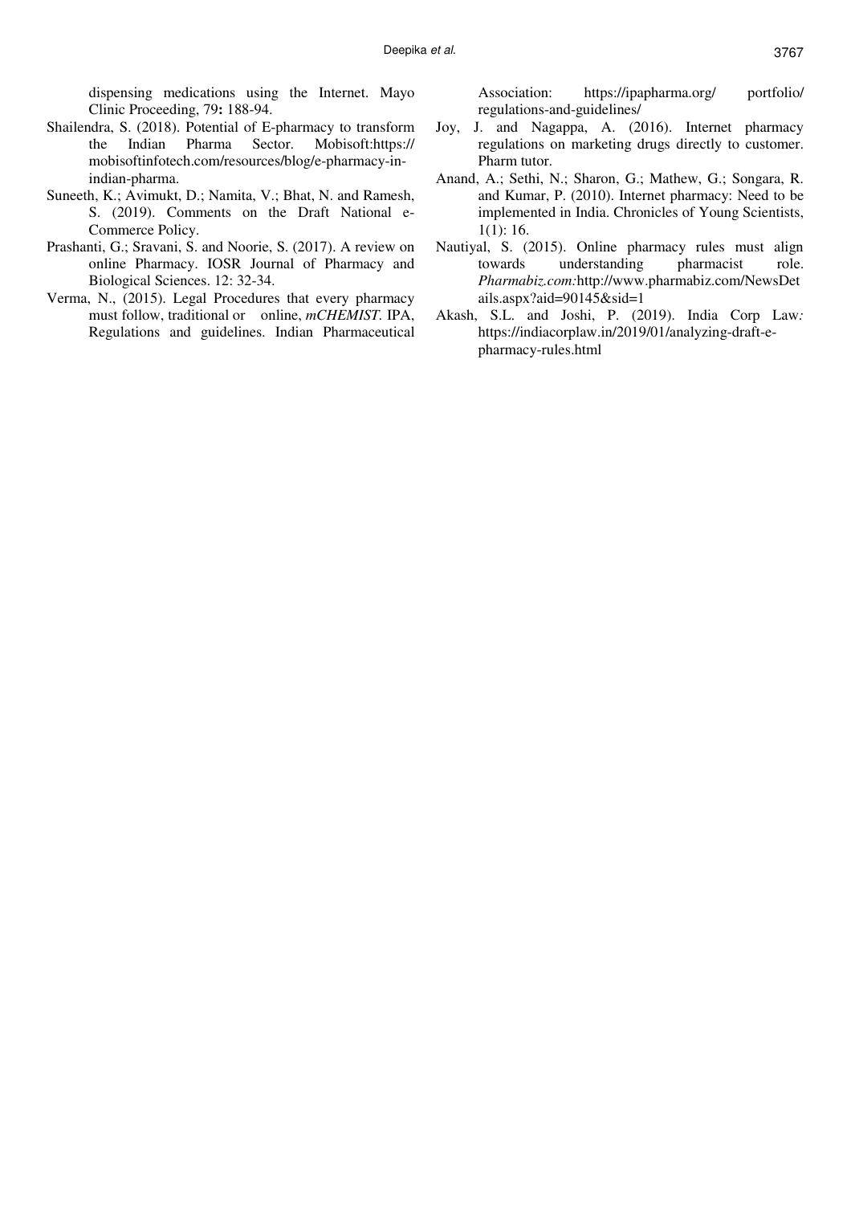dispensing medications using the Internet. Mayo Clinic Proceeding, 79**:** 188-94.

Shailendra, S. (2018). Potential of E-pharmacy to transform the Indian Pharma Sector. Mobisoft:https:// mobisoftinfotech.com/resources/blog/e-pharmacy-in-indian-pharma.

Suneeth, K.; Avimukt, D.; Namita, V.; Bhat, N. and Ramesh, S. (2019). Comments on the Draft National e-Commerce Policy.

Prashanti, G.; Sravani, S. and Noorie, S. (2017). A review on online Pharmacy. IOSR Journal of Pharmacy and Biological Sciences. 12: 32-34.

Verma, N., (2015). Legal Procedures that every pharmacy must follow, traditional or online, *mCHEMIST*. IPA, Regulations and guidelines. Indian Pharmaceutical Association: https://ipapharma.org/ portfolio/ regulations-and-guidelines/

Joy, J. and Nagappa, A. (2016). Internet pharmacy regulations on marketing drugs directly to customer. Pharm tutor.

Anand, A.; Sethi, N.; Sharon, G.; Mathew, G.; Songara, R. and Kumar, P. (2010). Internet pharmacy: Need to be implemented in India. Chronicles of Young Scientists, 1(1): 16.

Nautiyal, S. (2015). Online pharmacy rules must align towards understanding pharmacist role. *Pharmabiz.com:*http://www.pharmabiz.com/NewsDetails.aspx?aid=90145&sid=1

Akash, S.L. and Joshi, P. (2019). India Corp Law*:* https://indiacorplaw.in/2019/01/analyzing-draft-e-pharmacy-rules.html